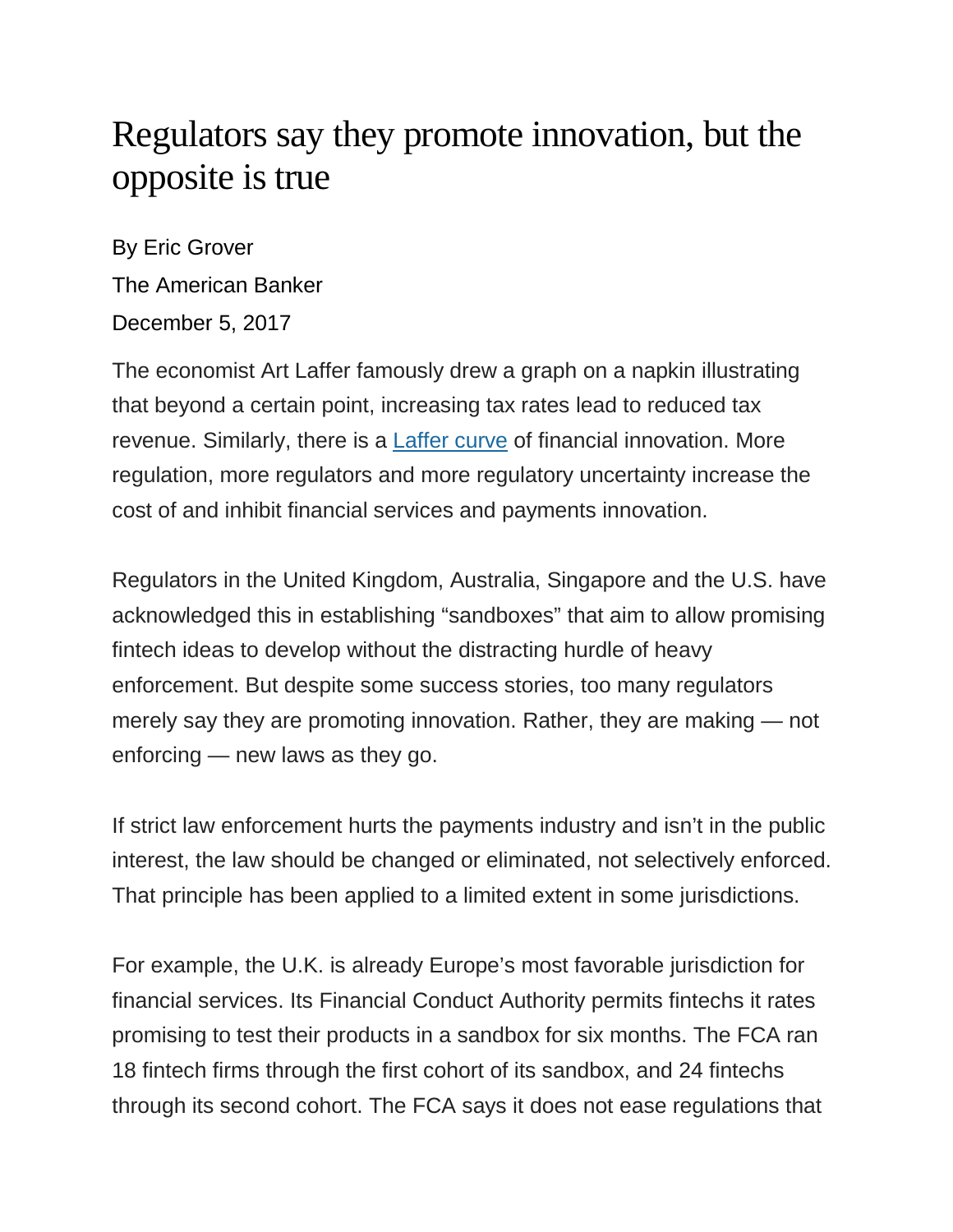# Regulators say they promote innovation, but the opposite is true

By Eric Grover

The American Banker

December 5, 2017

The economist Art Laffer famously drew a graph on a napkin illustrating that beyond a certain point, increasing tax rates lead to reduced tax revenue. Similarly, there is a Laffer curve of financial innovation. More regulation, more regulators and more regulatory uncertainty increase the cost of and inhibit financial services and payments innovation.

Regulators in the United Kingdom, Australia, Singapore and the U.S. have acknowledged this in establishing "sandboxes" that aim to allow promising fintech ideas to develop without the distracting hurdle of heavy enforcement. But despite some success stories, too many regulators merely say they are promoting innovation. Rather, they are making — not enforcing — new laws as they go.

If strict law enforcement hurts the payments industry and isn't in the public interest, the law should be changed or eliminated, not selectively enforced. That principle has been applied to a limited extent in some jurisdictions.

For example, the U.K. is already Europe's most favorable jurisdiction for financial services. Its Financial Conduct Authority permits fintechs it rates promising to test their products in a sandbox for six months. The FCA ran 18 fintech firms through the first cohort of its sandbox, and 24 fintechs through its second cohort. The FCA says it does not ease regulations that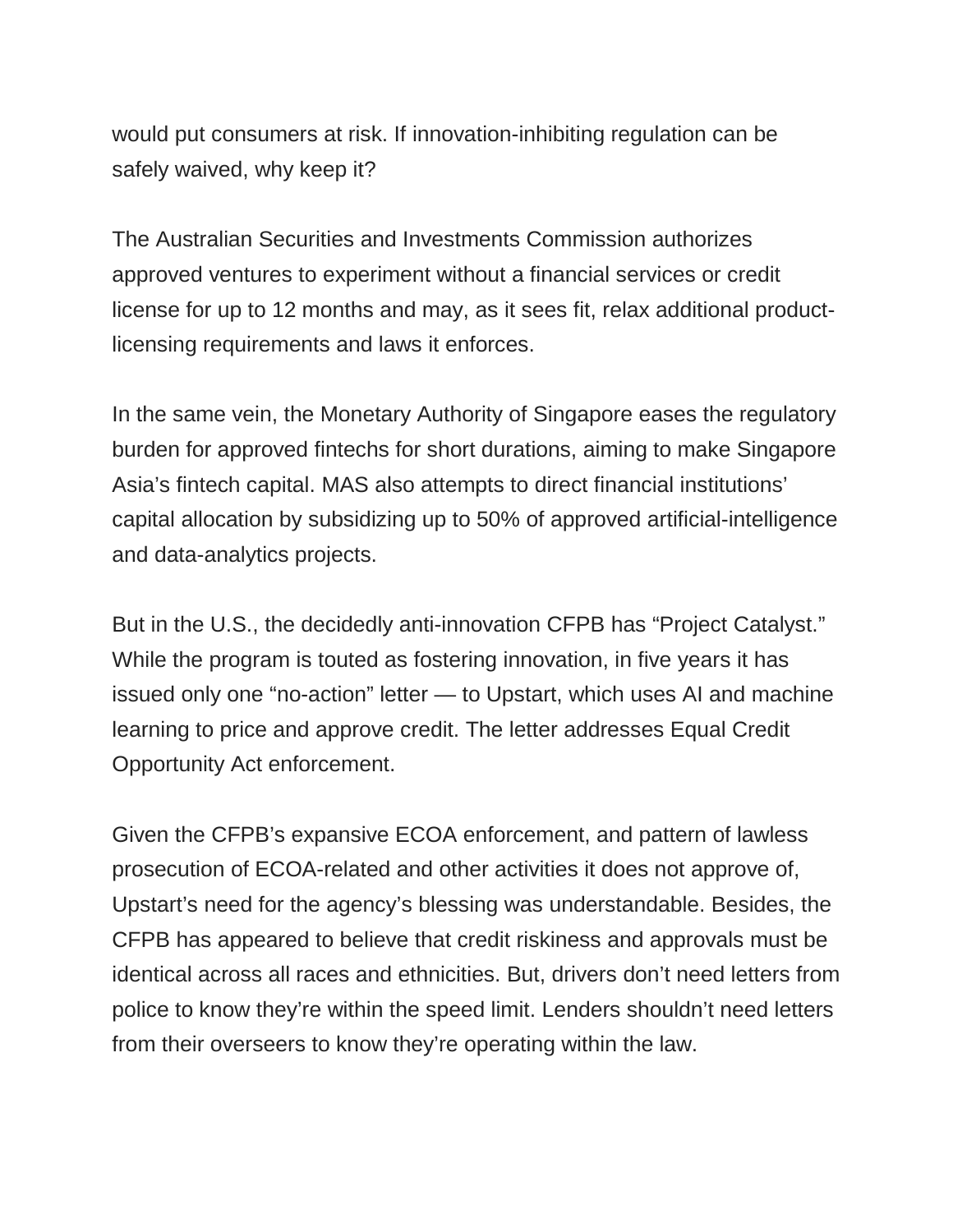would put consumers at risk. If innovation-inhibiting regulation can be safely waived, why keep it?

The Australian Securities and Investments Commission authorizes approved ventures to experiment without a financial services or credit license for up to 12 months and may, as it sees fit, relax additional product-licensing requirements and laws it enforces.

In the same vein, the Monetary Authority of Singapore eases the regulatory burden for approved fintechs for short durations, aiming to make Singapore Asia's fintech capital. MAS also attempts to direct financial institutions' capital allocation by subsidizing up to 50% of approved artificial-intelligence and data-analytics projects.

But in the U.S., the decidedly anti-innovation CFPB has "Project Catalyst." While the program is touted as fostering innovation, in five years it has issued only one "no-action" letter — to Upstart, which uses AI and machine learning to price and approve credit. The letter addresses Equal Credit Opportunity Act enforcement.

Given the CFPB's expansive ECOA enforcement, and pattern of lawless prosecution of ECOA-related and other activities it does not approve of, Upstart's need for the agency's blessing was understandable. Besides, the CFPB has appeared to believe that credit riskiness and approvals must be identical across all races and ethnicities. But, drivers don't need letters from police to know they're within the speed limit. Lenders shouldn't need letters from their overseers to know they're operating within the law.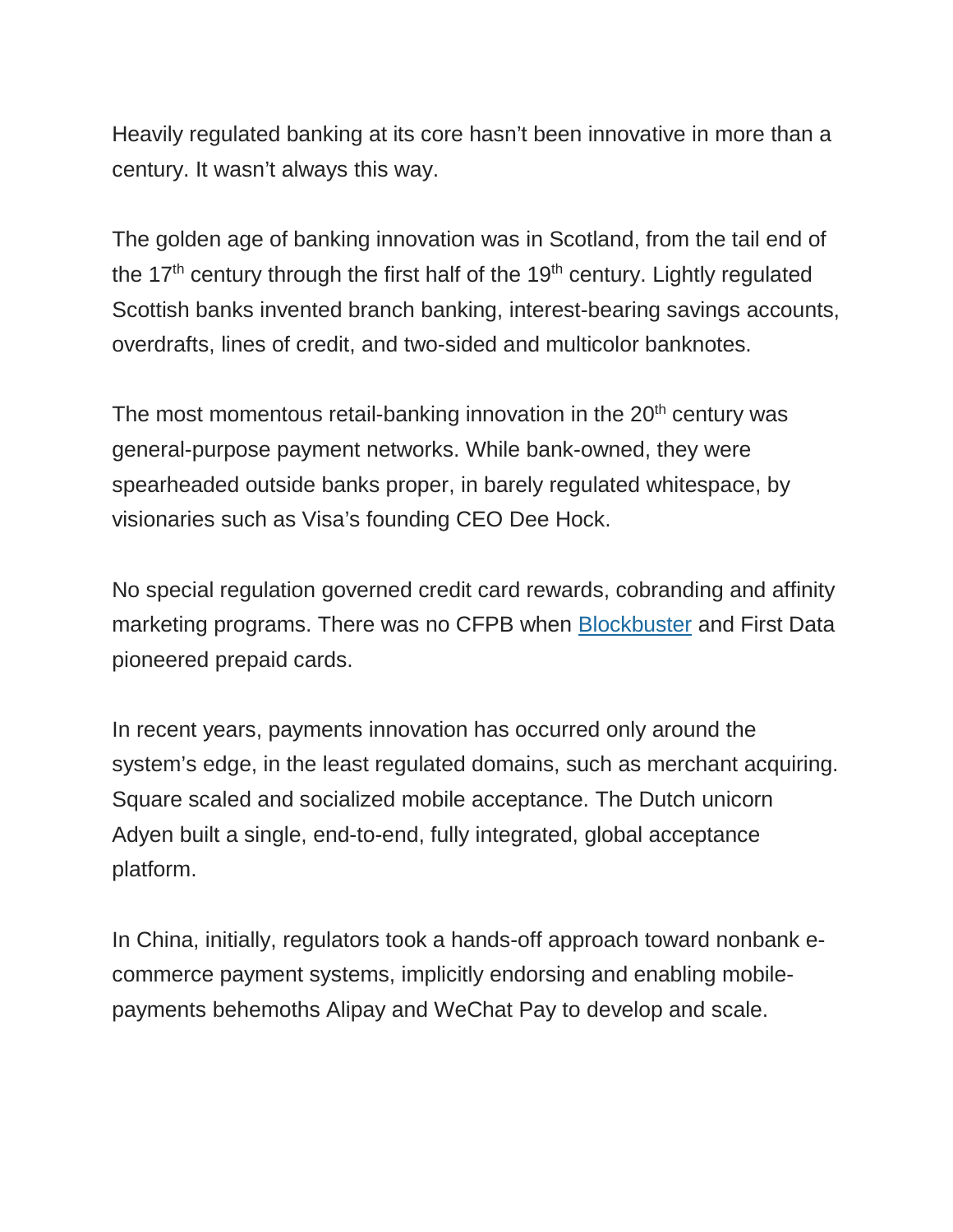Heavily regulated banking at its core hasn't been innovative in more than a century. It wasn't always this way.

The golden age of banking innovation was in Scotland, from the tail end of the 17th century through the first half of the 19th century. Lightly regulated Scottish banks invented branch banking, interest-bearing savings accounts, overdrafts, lines of credit, and two-sided and multicolor banknotes.

The most momentous retail-banking innovation in the 20th century was general-purpose payment networks. While bank-owned, they were spearheaded outside banks proper, in barely regulated whitespace, by visionaries such as Visa's founding CEO Dee Hock.

No special regulation governed credit card rewards, cobranding and affinity marketing programs. There was no CFPB when Blockbuster and First Data pioneered prepaid cards.

In recent years, payments innovation has occurred only around the system's edge, in the least regulated domains, such as merchant acquiring. Square scaled and socialized mobile acceptance. The Dutch unicorn Adyen built a single, end-to-end, fully integrated, global acceptance platform.

In China, initially, regulators took a hands-off approach toward nonbank e-commerce payment systems, implicitly endorsing and enabling mobile-payments behemoths Alipay and WeChat Pay to develop and scale.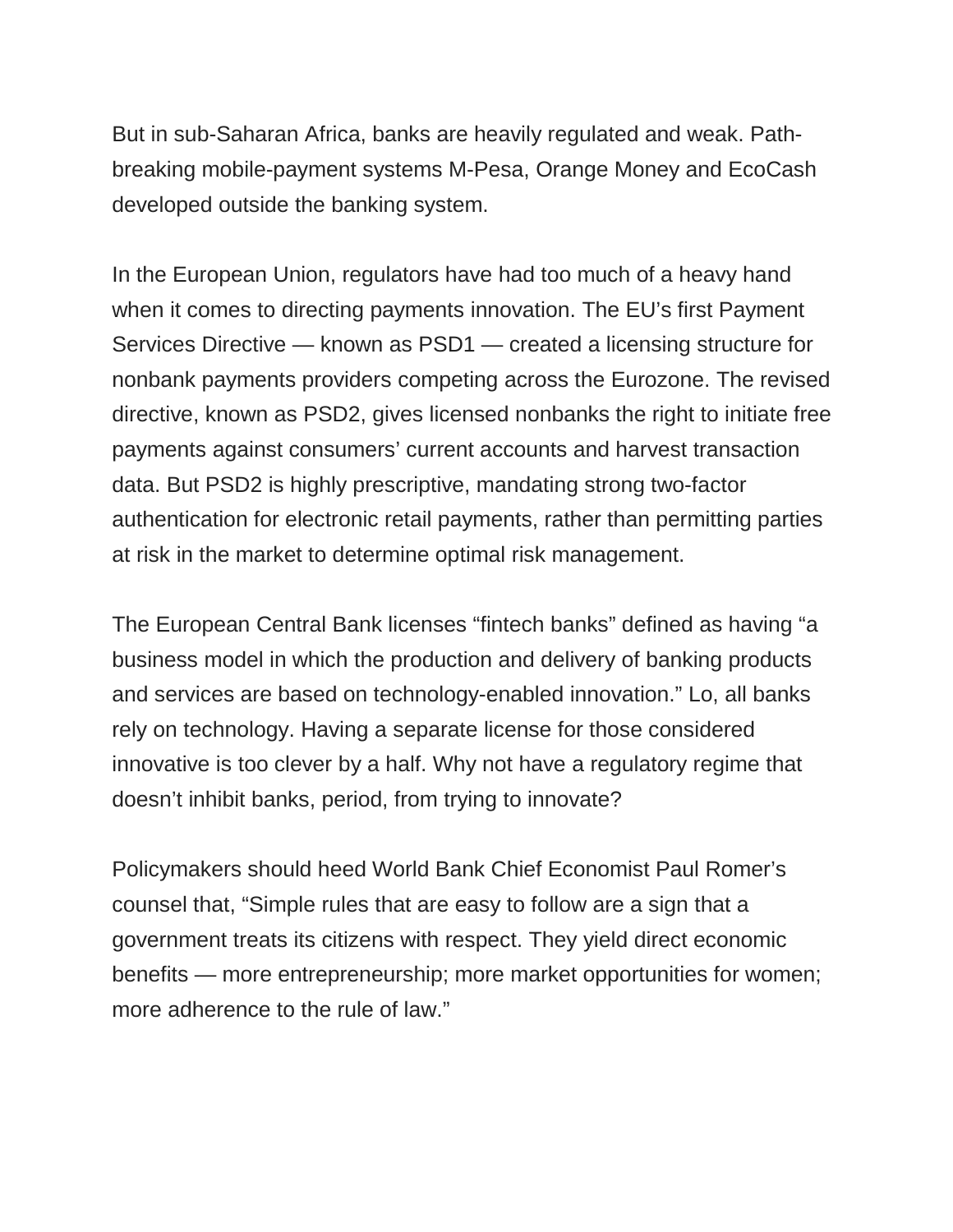But in sub-Saharan Africa, banks are heavily regulated and weak. Path-breaking mobile-payment systems M-Pesa, Orange Money and EcoCash developed outside the banking system.

In the European Union, regulators have had too much of a heavy hand when it comes to directing payments innovation. The EU's first Payment Services Directive — known as PSD1 — created a licensing structure for nonbank payments providers competing across the Eurozone. The revised directive, known as PSD2, gives licensed nonbanks the right to initiate free payments against consumers' current accounts and harvest transaction data. But PSD2 is highly prescriptive, mandating strong two-factor authentication for electronic retail payments, rather than permitting parties at risk in the market to determine optimal risk management.

The European Central Bank licenses "fintech banks" defined as having "a business model in which the production and delivery of banking products and services are based on technology-enabled innovation." Lo, all banks rely on technology. Having a separate license for those considered innovative is too clever by a half. Why not have a regulatory regime that doesn't inhibit banks, period, from trying to innovate?

Policymakers should heed World Bank Chief Economist Paul Romer's counsel that, "Simple rules that are easy to follow are a sign that a government treats its citizens with respect. They yield direct economic benefits — more entrepreneurship; more market opportunities for women; more adherence to the rule of law."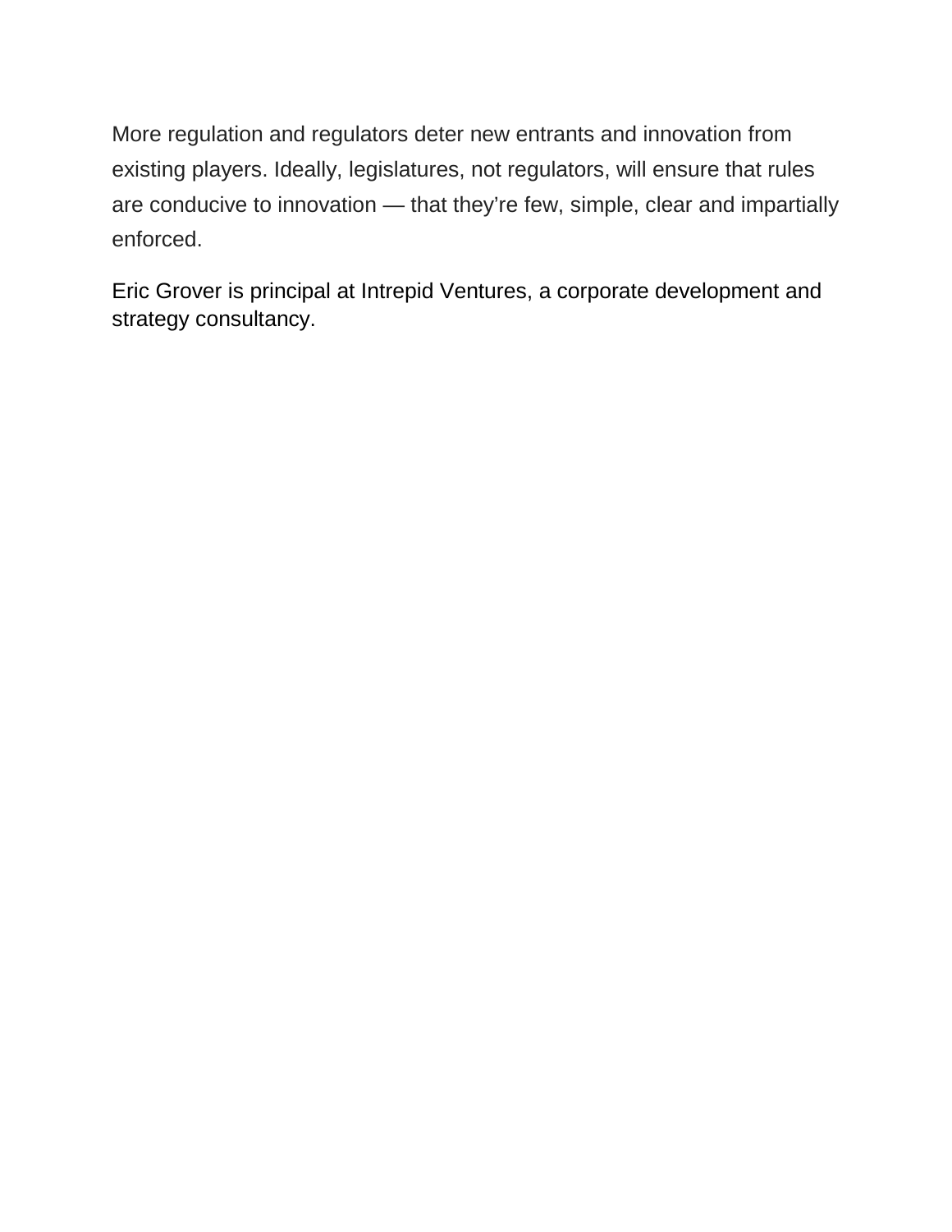More regulation and regulators deter new entrants and innovation from existing players. Ideally, legislatures, not regulators, will ensure that rules are conducive to innovation — that they're few, simple, clear and impartially enforced.

Eric Grover is principal at Intrepid Ventures, a corporate development and strategy consultancy.